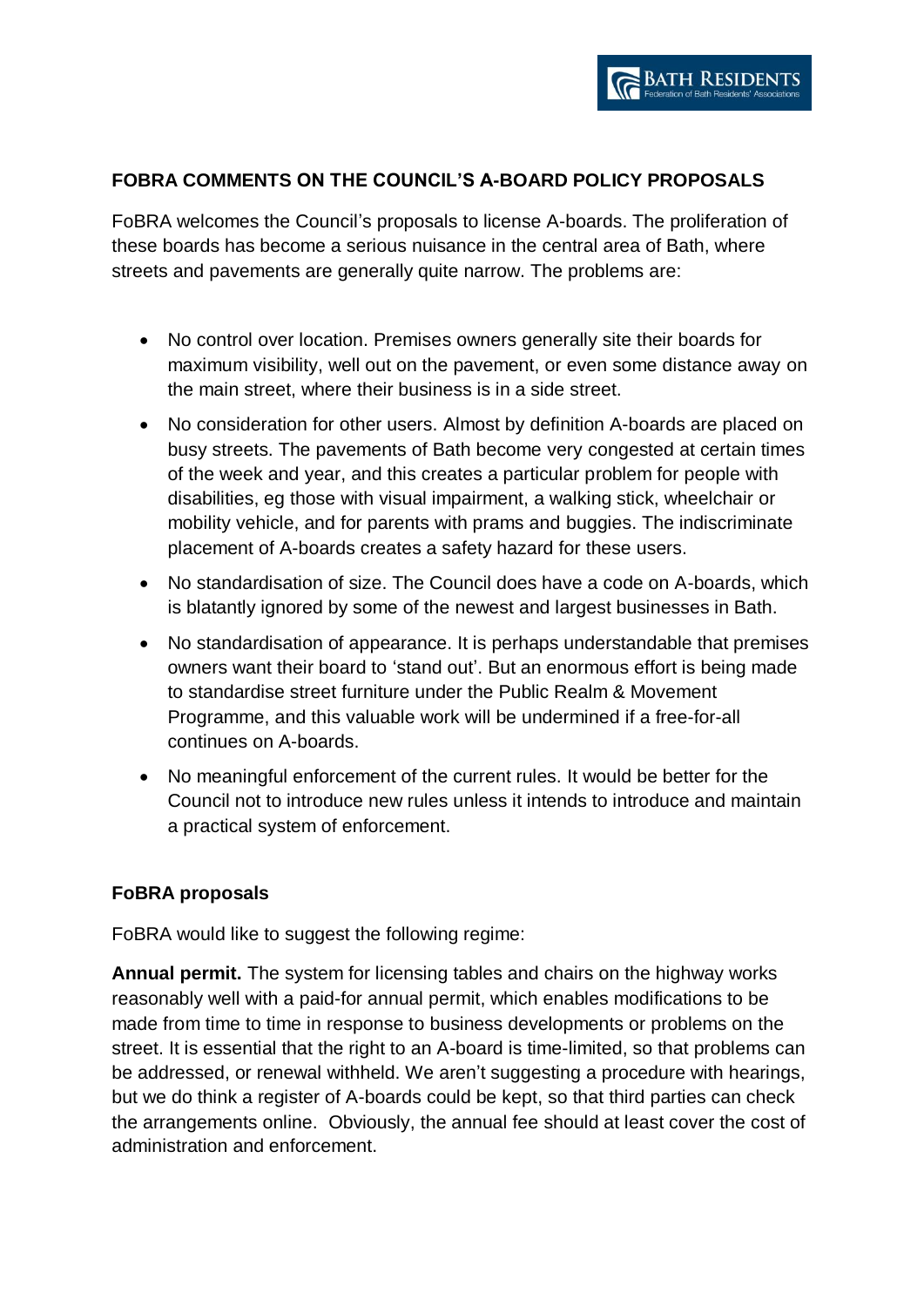## FOBRA COMMENTS ON THE COUNCIL'S A-BOARD POLICY PROPOSALS

FoBRA welcomes the Council's proposals to license A-boards. The proliferation of these boards has become a serious nuisance in the central area of Bath, where streets and pavements are generally quite narrow. The problems are:

- No control over location. Premises owners generally site their boards for maximum visibility, well out on the pavement, or even some distance away on the main street, where their business is in a side street.
- No consideration for other users. Almost by definition A-boards are placed on busy streets. The pavements of Bath become very congested at certain times of the week and year, and this creates a particular problem for people with disabilities, eg those with visual impairment, a walking stick, wheelchair or mobility vehicle, and for parents with prams and buggies. The indiscriminate placement of A-boards creates a safety hazard for these users.
- No standardisation of size. The Council does have a code on A-boards, which is blatantly ignored by some of the newest and largest businesses in Bath.
- No standardisation of appearance. It is perhaps understandable that premises owners want their board to 'stand out'. But an enormous effort is being made to standardise street furniture under the Public Realm & Movement Programme, and this valuable work will be undermined if a free-for-all continues on A-boards.
- No meaningful enforcement of the current rules. It would be better for the Council not to introduce new rules unless it intends to introduce and maintain a practical system of enforcement.

### FoBRA proposals

FoBRA would like to suggest the following regime:

**Annual permit.** The system for licensing tables and chairs on the highway works reasonably well with a paid-for annual permit, which enables modifications to be made from time to time in response to business developments or problems on the street. It is essential that the right to an A-board is time-limited, so that problems can be addressed, or renewal withheld. We aren't suggesting a procedure with hearings, but we do think a register of A-boards could be kept, so that third parties can check the arrangements online. Obviously, the annual fee should at least cover the cost of administration and enforcement.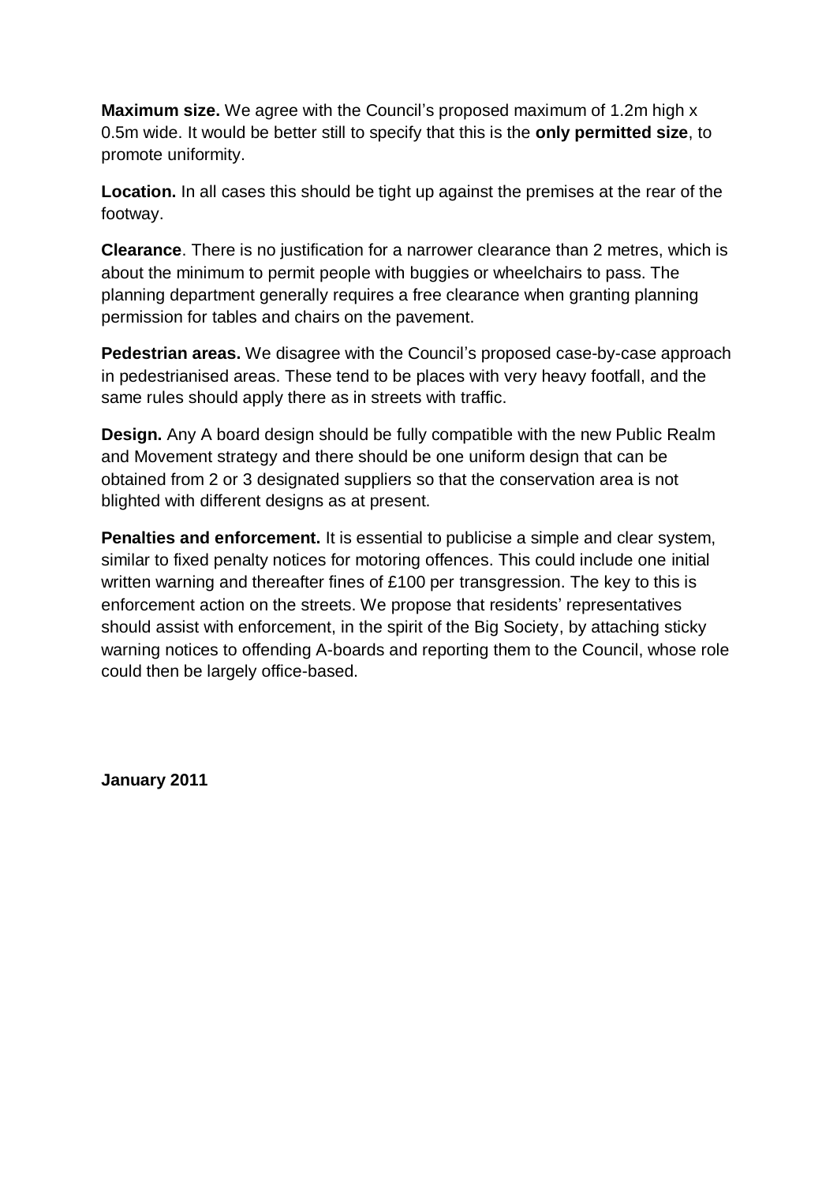**Maximum size.** We agree with the Council's proposed maximum of 1.2m high x 0.5m wide. It would be better still to specify that this is the **only permitted size**, to promote uniformity.

**Location.** In all cases this should be tight up against the premises at the rear of the footway.

**Clearance**. There is no justification for a narrower clearance than 2 metres, which is about the minimum to permit people with buggies or wheelchairs to pass. The planning department generally requires a free clearance when granting planning permission for tables and chairs on the pavement.

**Pedestrian areas.** We disagree with the Council's proposed case-by-case approach in pedestrianised areas. These tend to be places with very heavy footfall, and the same rules should apply there as in streets with traffic.

**Design.** Any A board design should be fully compatible with the new Public Realm and Movement strategy and there should be one uniform design that can be obtained from 2 or 3 designated suppliers so that the conservation area is not blighted with different designs as at present.

**Penalties and enforcement.** It is essential to publicise a simple and clear system, similar to fixed penalty notices for motoring offences. This could include one initial written warning and thereafter fines of £100 per transgression. The key to this is enforcement action on the streets. We propose that residents' representatives should assist with enforcement, in the spirit of the Big Society, by attaching sticky warning notices to offending A-boards and reporting them to the Council, whose role could then be largely office-based.

**January 2011**